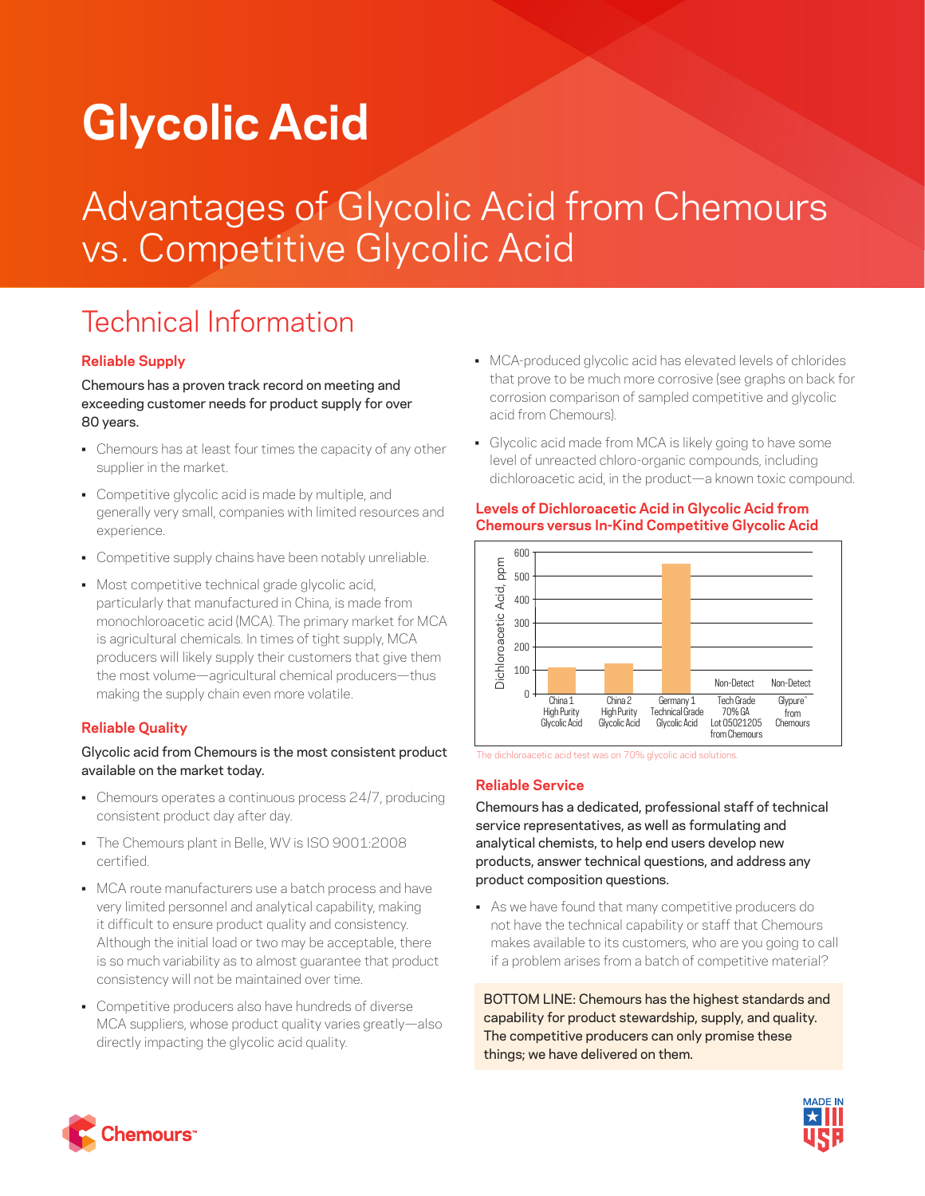# Glycolic Acid

## Advantages of Glycolic Acid from Chemours vs. Competitive Glycolic Acid

## Technical Information

### Reliable Supply

Chemours has a proven track record on meeting and exceeding customer needs for product supply for over 80 years.

- Chemours has at least four times the capacity of any other supplier in the market.
- Competitive glycolic acid is made by multiple, and generally very small, companies with limited resources and experience.
- Competitive supply chains have been notably unreliable.
- Most competitive technical grade glycolic acid, particularly that manufactured in China, is made from monochloroacetic acid (MCA). The primary market for MCA is agricultural chemicals. In times of tight supply, MCA producers will likely supply their customers that give them the most volume—agricultural chemical producers—thus making the supply chain even more volatile.

### Reliable Quality

Glycolic acid from Chemours is the most consistent product available on the market today.

- Chemours operates a continuous process 24/7, producing consistent product day after day.
- The Chemours plant in Belle, WV is ISO 9001:2008 certified.
- MCA route manufacturers use a batch process and have very limited personnel and analytical capability, making it difficult to ensure product quality and consistency. Although the initial load or two may be acceptable, there is so much variability as to almost guarantee that product consistency will not be maintained over time.
- Competitive producers also have hundreds of diverse MCA suppliers, whose product quality varies greatly—also directly impacting the glycolic acid quality.
- MCA-produced glycolic acid has elevated levels of chlorides that prove to be much more corrosive (see graphs on back for corrosion comparison of sampled competitive and glycolic acid from Chemours).
- Glycolic acid made from MCA is likely going to have some level of unreacted chloro-organic compounds, including dichloroacetic acid, in the product—a known toxic compound.

**Levels of Dichloroacetic Acid in Glycolic Acid from Chemours versus In-Kind Competitive Glycolic Acid**

| Sample | Dichloroacetic Acid, ppm |
|---|---|
| China 1 High Purity Glycolic Acid | ~110 |
| China 2 High Purity Glycolic Acid | ~130 |
| Germany 1 Technical Grade Glycolic Acid | ~550 |
| Tech Grade 70% GA Lot 05021205 from Chemours | Non-Detect |
| Glypure™ from Chemours | Non-Detect |

The dichloroacetic acid test was on 70% glycolic acid solutions.

### Reliable Service

Chemours has a dedicated, professional staff of technical service representatives, as well as formulating and analytical chemists, to help end users develop new products, answer technical questions, and address any product composition questions.

- As we have found that many competitive producers do not have the technical capability or staff that Chemours makes available to its customers, who are you going to call if a problem arises from a batch of competitive material?

BOTTOM LINE: Chemours has the highest standards and capability for product stewardship, supply, and quality. The competitive producers can only promise these things; we have delivered on them.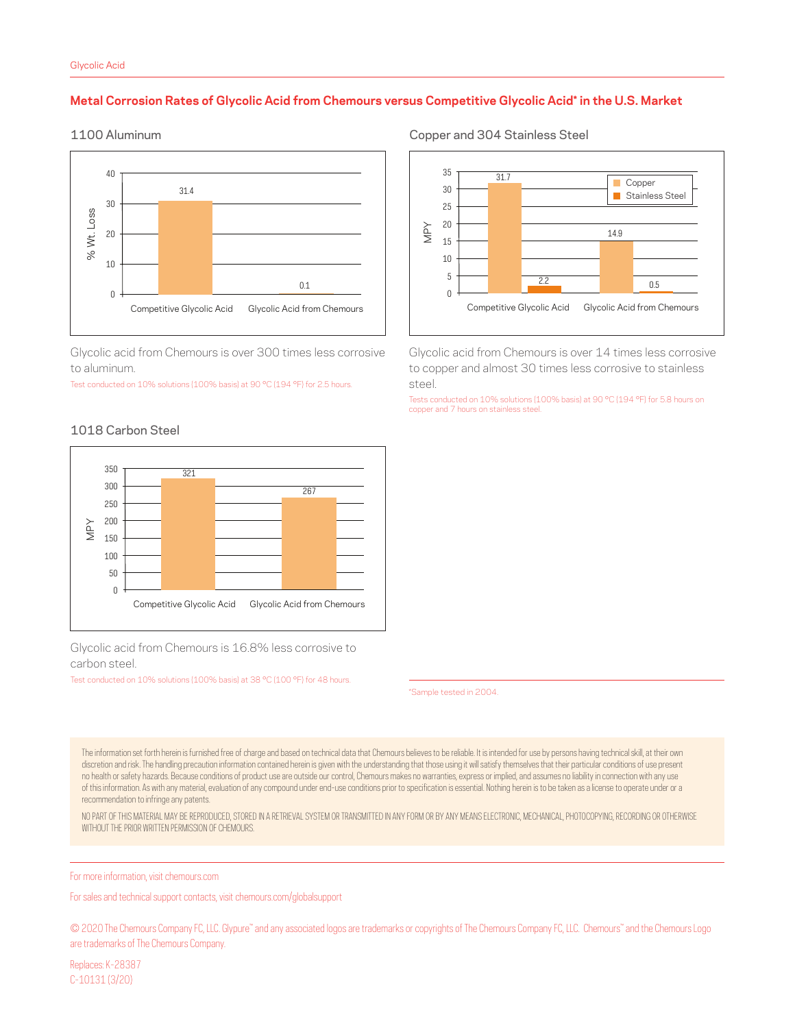## Metal Corrosion Rates of Glycolic Acid from Chemours versus Competitive Glycolic Acid* in the U.S. Market

### 1100 Aluminum

% Wt. Loss
40
30
20
10
0
31.4
0.1
Competitive Glycolic Acid
Glycolic Acid from Chemours

Glycolic acid from Chemours is over 300 times less corrosive to aluminum.

Test conducted on 10% solutions (100% basis) at 90 °C (194 °F) for 2.5 hours.

### Copper and 304 Stainless Steel

MPY
35
30
25
20
15
10
5
0
31.7
2.2
14.9
0.5
Copper
Stainless Steel
Competitive Glycolic Acid
Glycolic Acid from Chemours

Glycolic acid from Chemours is over 14 times less corrosive to copper and almost 30 times less corrosive to stainless steel.

Tests conducted on 10% solutions (100% basis) at 90 °C (194 °F) for 5.8 hours on copper and 7 hours on stainless steel.

### 1018 Carbon Steel

MPY
350
300
250
200
150
100
50
0
321
267
Competitive Glycolic Acid
Glycolic Acid from Chemours

Glycolic acid from Chemours is 16.8% less corrosive to carbon steel.

Test conducted on 10% solutions (100% basis) at 38 °C (100 °F) for 48 hours.

*Sample tested in 2004.

The information set forth herein is furnished free of charge and based on technical data that Chemours believes to be reliable. It is intended for use by persons having technical skill, at their own discretion and risk. The handling precaution information contained herein is given with the understanding that those using it will satisfy themselves that their particular conditions of use present no health or safety hazards. Because conditions of product use are outside our control, Chemours makes no warranties, express or implied, and assumes no liability in connection with any use of this information. As with any material, evaluation of any compound under end-use conditions prior to specification is essential. Nothing herein is to be taken as a license to operate under or a recommendation to infringe any patents.

NO PART OF THIS MATERIAL MAY BE REPRODUCED, STORED IN A RETRIEVAL SYSTEM OR TRANSMITTED IN ANY FORM OR BY ANY MEANS ELECTRONIC, MECHANICAL, PHOTOCOPYING, RECORDING OR OTHERWISE WITHOUT THE PRIOR WRITTEN PERMISSION OF CHEMOURS.

For more information, visit chemours.com

For sales and technical support contacts, visit chemours.com/globalsupport

© 2020 The Chemours Company FC, LLC. Glypure™ and any associated logos are trademarks or copyrights of The Chemours Company FC, LLC. Chemours™ and the Chemours Logo are trademarks of The Chemours Company.

Replaces: K-28387
C-10131 (3/20)